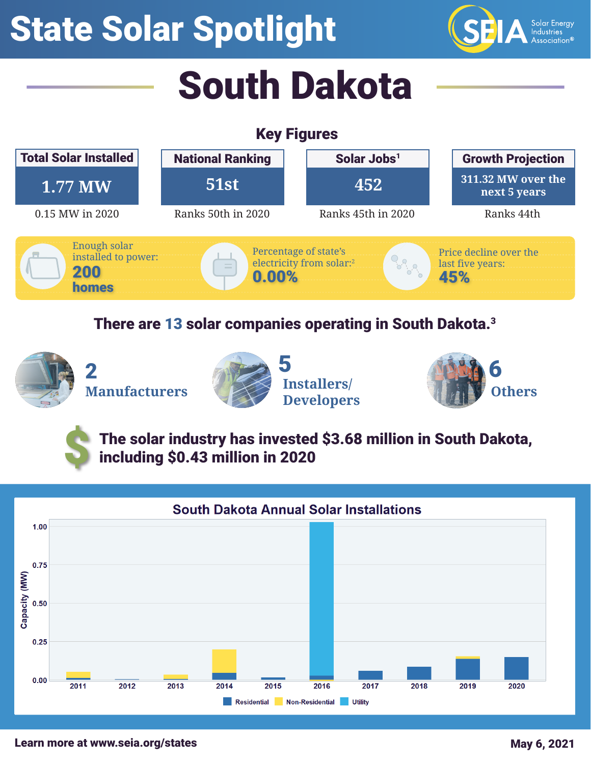# State Solar Spotlight

# South Dakota

## Key Figures

| Total Solar Installed | National Ranking | Solar Jobs[1] | Growth Projection |
|---|---|---|---|
| 1.77 MW | 51st | 452 | 311.32 MW over the next 5 years |
| 0.15 MW in 2020 | Ranks 50th in 2020 | Ranks 45th in 2020 | Ranks 44th |

Enough solar installed to power: **200 homes**

Percentage of state's electricity from solar:[2] **0.00%**

Price decline over the last five years: **45%**

**There are 13 solar companies operating in South Dakota.[3]**

- **2** Manufacturers
- **5** Installers/ Developers
- **6** Others

**The solar industry has invested $3.68 million in South Dakota, including $0.43 million in 2020**

### South Dakota Annual Solar Installations

Capacity (MW)

Legend: Residential, Non-Residential, Utility

Years: 2011, 2012, 2013, 2014, 2015, 2016, 2017, 2018, 2019, 2020

Learn more at www.seia.org/states

May 6, 2021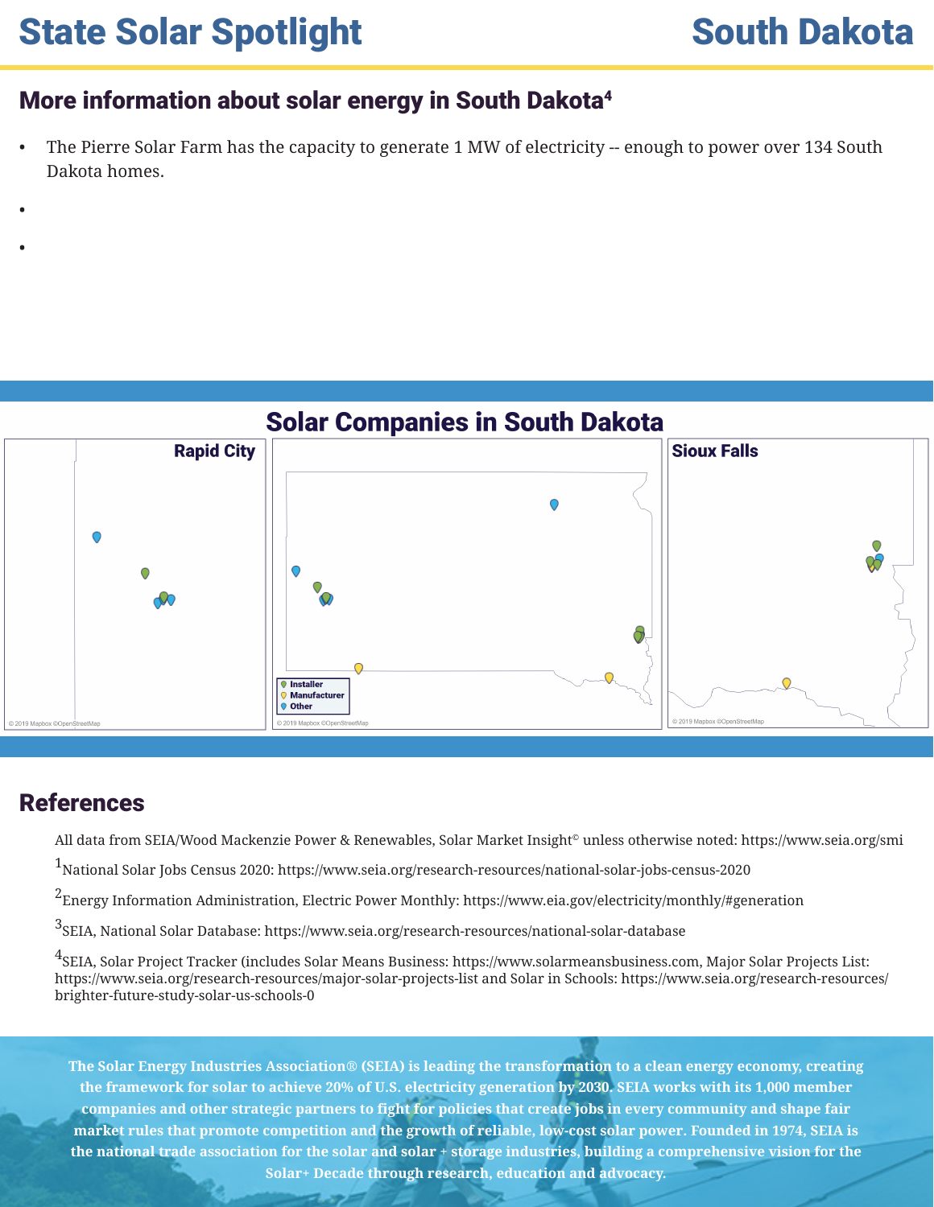# State Solar Spotlight South Dakota

## More information about solar energy in South Dakota[4]

- The Pierre Solar Farm has the capacity to generate 1 MW of electricity -- enough to power over 134 South Dakota homes.
-
-

## Solar Companies in South Dakota

Rapid City

Installer
Manufacturer
Other

© 2019 Mapbox ©OpenStreetMap

Sioux Falls

## References

All data from SEIA/Wood Mackenzie Power & Renewables, Solar Market Insight© unless otherwise noted: https://www.seia.org/smi

[1]National Solar Jobs Census 2020: https://www.seia.org/research-resources/national-solar-jobs-census-2020

[2]Energy Information Administration, Electric Power Monthly: https://www.eia.gov/electricity/monthly/#generation

[3]SEIA, National Solar Database: https://www.seia.org/research-resources/national-solar-database

[4]SEIA, Solar Project Tracker (includes Solar Means Business: https://www.solarmeansbusiness.com, Major Solar Projects List: https://www.seia.org/research-resources/major-solar-projects-list and Solar in Schools: https://www.seia.org/research-resources/brighter-future-study-solar-us-schools-0

**The Solar Energy Industries Association® (SEIA) is leading the transformation to a clean energy economy, creating the framework for solar to achieve 20% of U.S. electricity generation by 2030. SEIA works with its 1,000 member companies and other strategic partners to fight for policies that create jobs in every community and shape fair market rules that promote competition and the growth of reliable, low-cost solar power. Founded in 1974, SEIA is the national trade association for the solar and solar + storage industries, building a comprehensive vision for the Solar+ Decade through research, education and advocacy.**